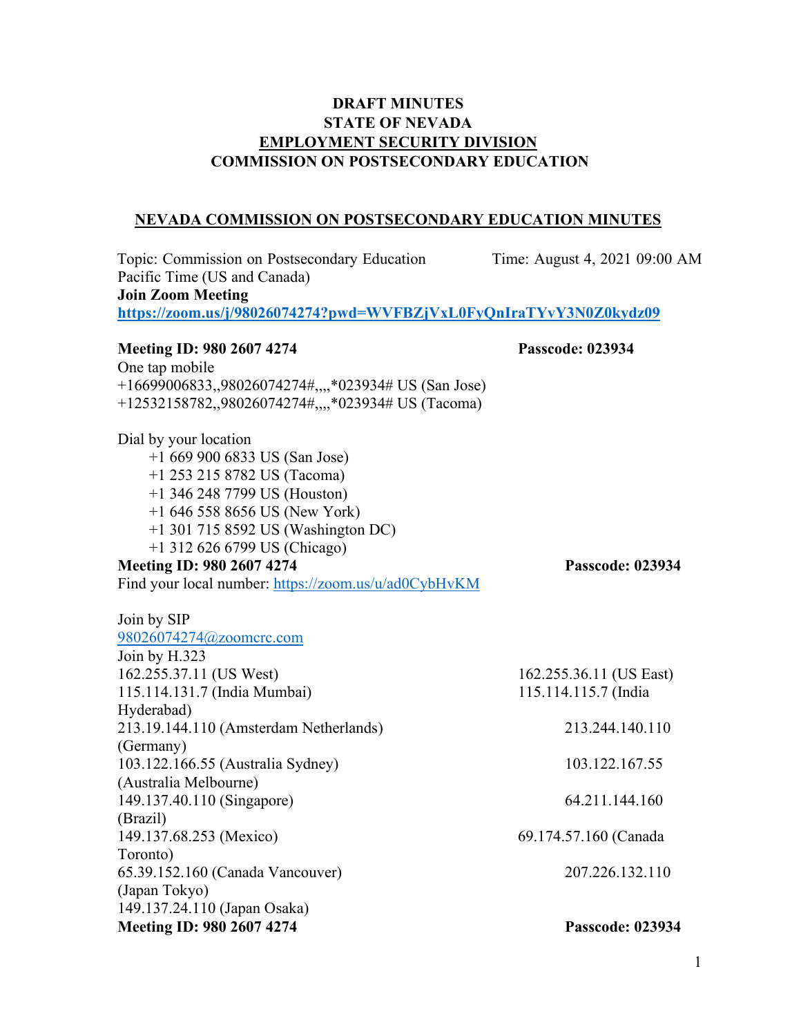**DRAFT MINUTES**
**STATE OF NEVADA**
**EMPLOYMENT SECURITY DIVISION**
**COMMISSION ON POSTSECONDARY EDUCATION**

## NEVADA COMMISSION ON POSTSECONDARY EDUCATION MINUTES

Topic: Commission on Postsecondary Education Time: August 4, 2021 09:00 AM Pacific Time (US and Canada)

**Join Zoom Meeting**

**https://zoom.us/j/98026074274?pwd=WVFBZjVxL0FyQnIraTYvY3N0Z0kydz09**

**Meeting ID: 980 2607 4274** **Passcode: 023934**

One tap mobile
+16699006833,,98026074274#,,,,*023934# US (San Jose)
+12532158782,,98026074274#,,,,*023934# US (Tacoma)

Dial by your location
- +1 669 900 6833 US (San Jose)
- +1 253 215 8782 US (Tacoma)
- +1 346 248 7799 US (Houston)
- +1 646 558 8656 US (New York)
- +1 301 715 8592 US (Washington DC)
- +1 312 626 6799 US (Chicago)

**Meeting ID: 980 2607 4274** **Passcode: 023934**

Find your local number: https://zoom.us/u/ad0CybHvKM

Join by SIP
98026074274@zoomcrc.com

Join by H.323
162.255.37.11 (US West) 162.255.36.11 (US East)
115.114.131.7 (India Mumbai) 115.114.115.7 (India Hyderabad)
213.19.144.110 (Amsterdam Netherlands) 213.244.140.110 (Germany)
103.122.166.55 (Australia Sydney) 103.122.167.55 (Australia Melbourne)
149.137.40.110 (Singapore) 64.211.144.160 (Brazil)
149.137.68.253 (Mexico) 69.174.57.160 (Canada Toronto)
65.39.152.160 (Canada Vancouver) 207.226.132.110 (Japan Tokyo)
149.137.24.110 (Japan Osaka)

**Meeting ID: 980 2607 4274** **Passcode: 023934**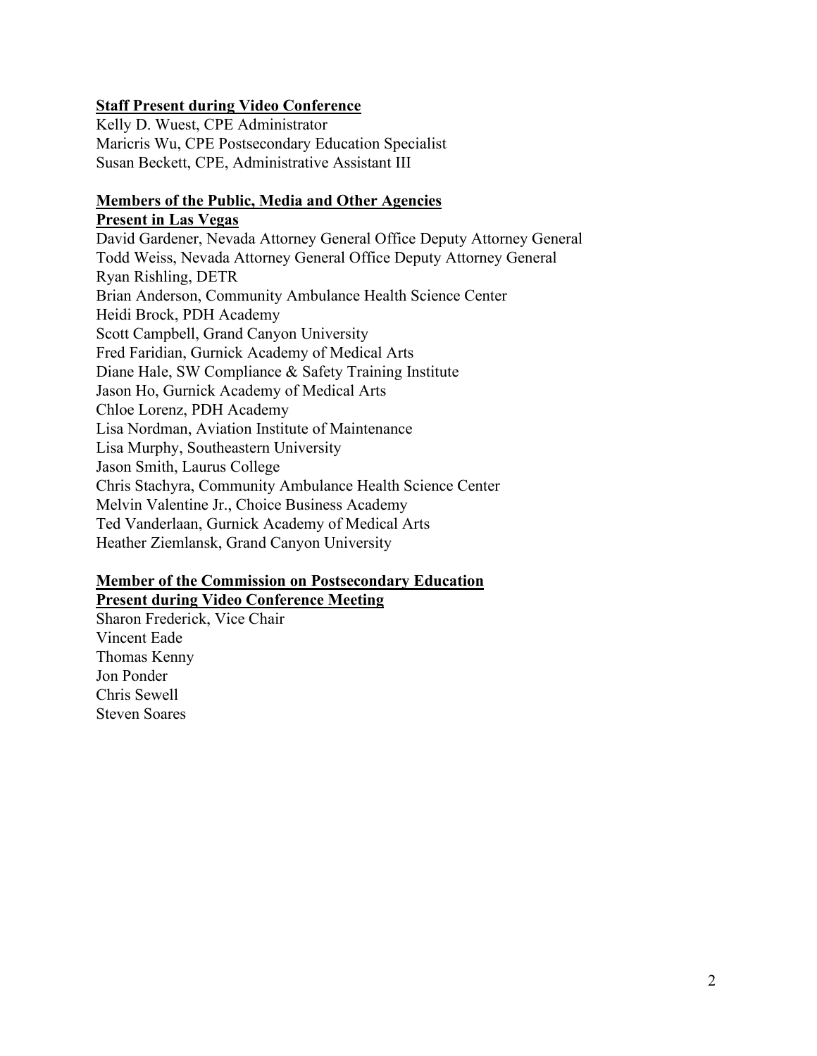**Staff Present during Video Conference**

Kelly D. Wuest, CPE Administrator
Maricris Wu, CPE Postsecondary Education Specialist
Susan Beckett, CPE, Administrative Assistant III

**Members of the Public, Media and Other Agencies**
**Present in Las Vegas**

David Gardener, Nevada Attorney General Office Deputy Attorney General
Todd Weiss, Nevada Attorney General Office Deputy Attorney General
Ryan Rishling, DETR
Brian Anderson, Community Ambulance Health Science Center
Heidi Brock, PDH Academy
Scott Campbell, Grand Canyon University
Fred Faridian, Gurnick Academy of Medical Arts
Diane Hale, SW Compliance & Safety Training Institute
Jason Ho, Gurnick Academy of Medical Arts
Chloe Lorenz, PDH Academy
Lisa Nordman, Aviation Institute of Maintenance
Lisa Murphy, Southeastern University
Jason Smith, Laurus College
Chris Stachyra, Community Ambulance Health Science Center
Melvin Valentine Jr., Choice Business Academy
Ted Vanderlaan, Gurnick Academy of Medical Arts
Heather Ziemlansk, Grand Canyon University

**Member of the Commission on Postsecondary Education**
**Present during Video Conference Meeting**

Sharon Frederick, Vice Chair
Vincent Eade
Thomas Kenny
Jon Ponder
Chris Sewell
Steven Soares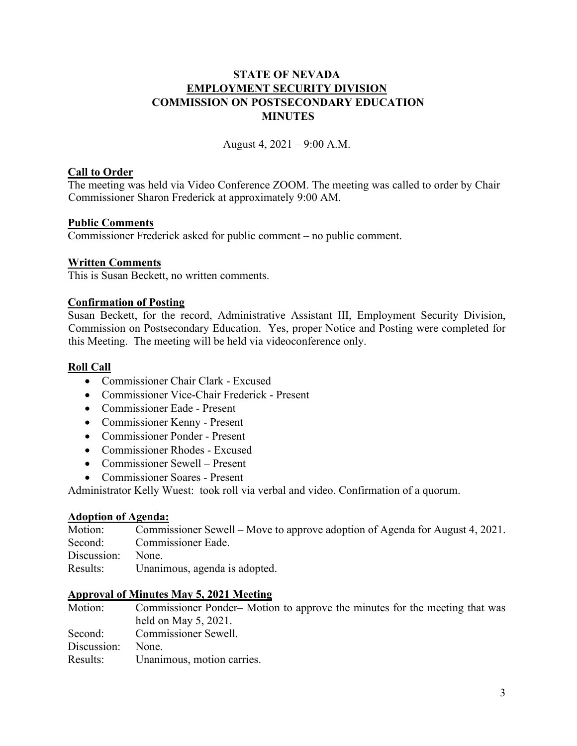**STATE OF NEVADA**
**EMPLOYMENT SECURITY DIVISION**
**COMMISSION ON POSTSECONDARY EDUCATION**
**MINUTES**

August 4, 2021 – 9:00 A.M.

**Call to Order**

The meeting was held via Video Conference ZOOM. The meeting was called to order by Chair Commissioner Sharon Frederick at approximately 9:00 AM.

**Public Comments**

Commissioner Frederick asked for public comment – no public comment.

**Written Comments**

This is Susan Beckett, no written comments.

**Confirmation of Posting**

Susan Beckett, for the record, Administrative Assistant III, Employment Security Division, Commission on Postsecondary Education. Yes, proper Notice and Posting were completed for this Meeting. The meeting will be held via videoconference only.

**Roll Call**

- Commissioner Chair Clark - Excused
- Commissioner Vice-Chair Frederick - Present
- Commissioner Eade - Present
- Commissioner Kenny - Present
- Commissioner Ponder - Present
- Commissioner Rhodes - Excused
- Commissioner Sewell – Present
- Commissioner Soares - Present

Administrator Kelly Wuest: took roll via verbal and video. Confirmation of a quorum.

**Adoption of Agenda:**

Motion: Commissioner Sewell – Move to approve adoption of Agenda for August 4, 2021.
Second: Commissioner Eade.
Discussion: None.
Results: Unanimous, agenda is adopted.

**Approval of Minutes May 5, 2021 Meeting**

Motion: Commissioner Ponder– Motion to approve the minutes for the meeting that was held on May 5, 2021.
Second: Commissioner Sewell.
Discussion: None.
Results: Unanimous, motion carries.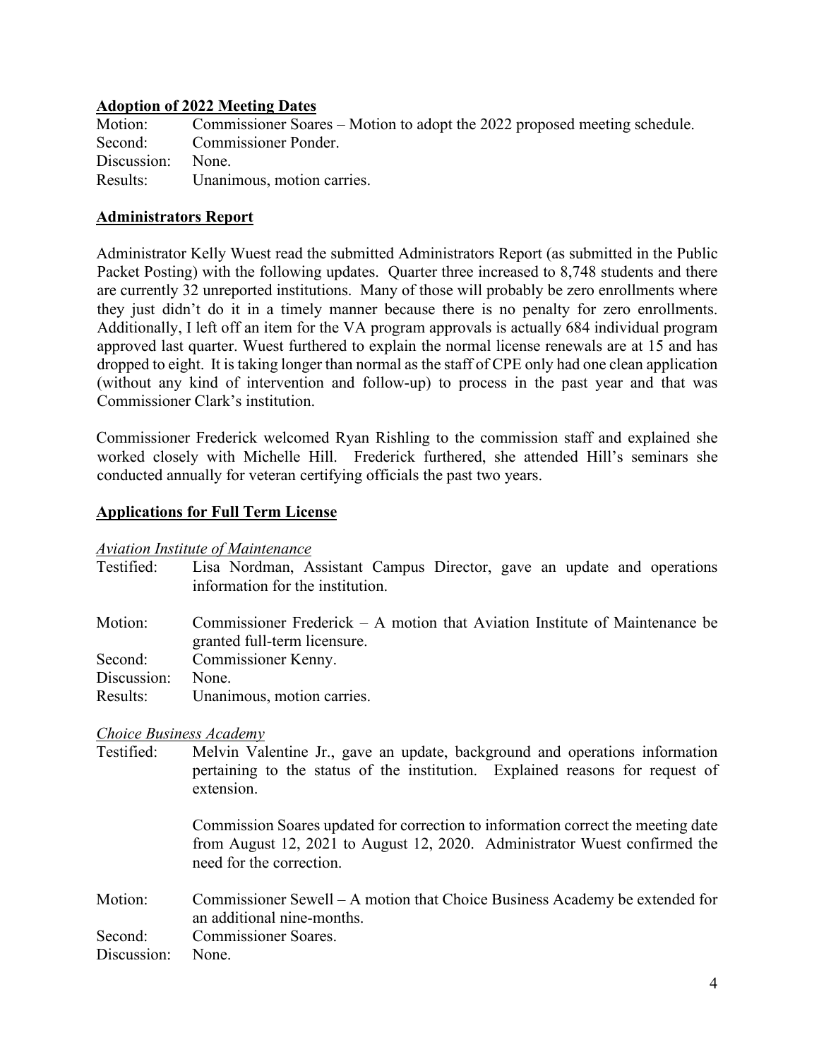**Adoption of 2022 Meeting Dates**

Motion: Commissioner Soares – Motion to adopt the 2022 proposed meeting schedule.
Second: Commissioner Ponder.
Discussion: None.
Results: Unanimous, motion carries.

## Administrators Report

Administrator Kelly Wuest read the submitted Administrators Report (as submitted in the Public Packet Posting) with the following updates. Quarter three increased to 8,748 students and there are currently 32 unreported institutions. Many of those will probably be zero enrollments where they just didn't do it in a timely manner because there is no penalty for zero enrollments. Additionally, I left off an item for the VA program approvals is actually 684 individual program approved last quarter. Wuest furthered to explain the normal license renewals are at 15 and has dropped to eight. It is taking longer than normal as the staff of CPE only had one clean application (without any kind of intervention and follow-up) to process in the past year and that was Commissioner Clark's institution.

Commissioner Frederick welcomed Ryan Rishling to the commission staff and explained she worked closely with Michelle Hill. Frederick furthered, she attended Hill's seminars she conducted annually for veteran certifying officials the past two years.

## Applications for Full Term License

*Aviation Institute of Maintenance*

Testified: Lisa Nordman, Assistant Campus Director, gave an update and operations information for the institution.

Motion: Commissioner Frederick – A motion that Aviation Institute of Maintenance be granted full-term licensure.
Second: Commissioner Kenny.
Discussion: None.
Results: Unanimous, motion carries.

*Choice Business Academy*

Testified: Melvin Valentine Jr., gave an update, background and operations information pertaining to the status of the institution. Explained reasons for request of extension.

Commission Soares updated for correction to information correct the meeting date from August 12, 2021 to August 12, 2020. Administrator Wuest confirmed the need for the correction.

Motion: Commissioner Sewell – A motion that Choice Business Academy be extended for an additional nine-months.
Second: Commissioner Soares.
Discussion: None.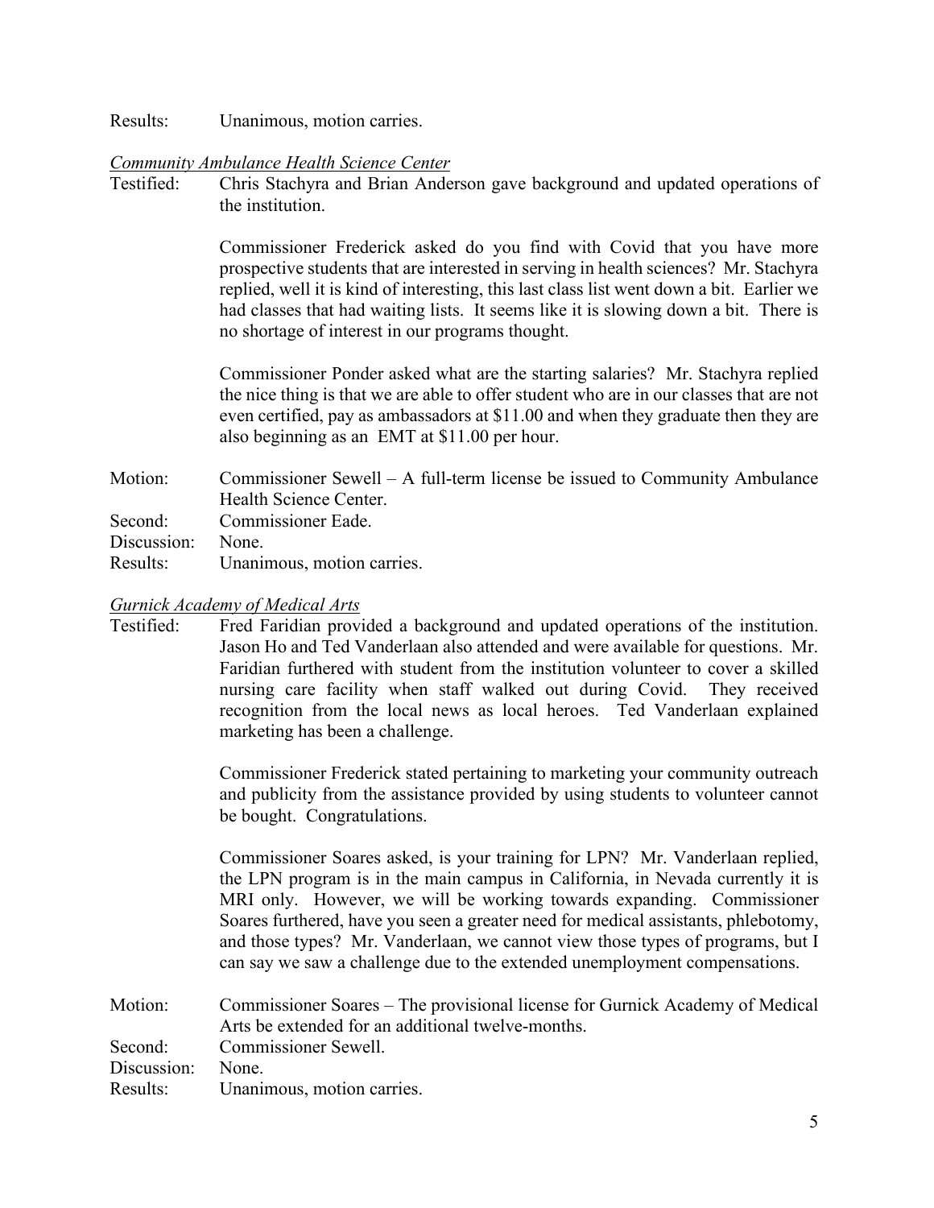Results: Unanimous, motion carries.

*Community Ambulance Health Science Center*

Testified: Chris Stachyra and Brian Anderson gave background and updated operations of the institution.

Commissioner Frederick asked do you find with Covid that you have more prospective students that are interested in serving in health sciences? Mr. Stachyra replied, well it is kind of interesting, this last class list went down a bit. Earlier we had classes that had waiting lists. It seems like it is slowing down a bit. There is no shortage of interest in our programs thought.

Commissioner Ponder asked what are the starting salaries? Mr. Stachyra replied the nice thing is that we are able to offer student who are in our classes that are not even certified, pay as ambassadors at $11.00 and when they graduate then they are also beginning as an EMT at $11.00 per hour.

Motion: Commissioner Sewell – A full-term license be issued to Community Ambulance Health Science Center.

Second: Commissioner Eade.

Discussion: None.

Results: Unanimous, motion carries.

*Gurnick Academy of Medical Arts*

Testified: Fred Faridian provided a background and updated operations of the institution. Jason Ho and Ted Vanderlaan also attended and were available for questions. Mr. Faridian furthered with student from the institution volunteer to cover a skilled nursing care facility when staff walked out during Covid. They received recognition from the local news as local heroes. Ted Vanderlaan explained marketing has been a challenge.

Commissioner Frederick stated pertaining to marketing your community outreach and publicity from the assistance provided by using students to volunteer cannot be bought. Congratulations.

Commissioner Soares asked, is your training for LPN? Mr. Vanderlaan replied, the LPN program is in the main campus in California, in Nevada currently it is MRI only. However, we will be working towards expanding. Commissioner Soares furthered, have you seen a greater need for medical assistants, phlebotomy, and those types? Mr. Vanderlaan, we cannot view those types of programs, but I can say we saw a challenge due to the extended unemployment compensations.

Motion: Commissioner Soares – The provisional license for Gurnick Academy of Medical Arts be extended for an additional twelve-months.

Second: Commissioner Sewell.

Discussion: None.

Results: Unanimous, motion carries.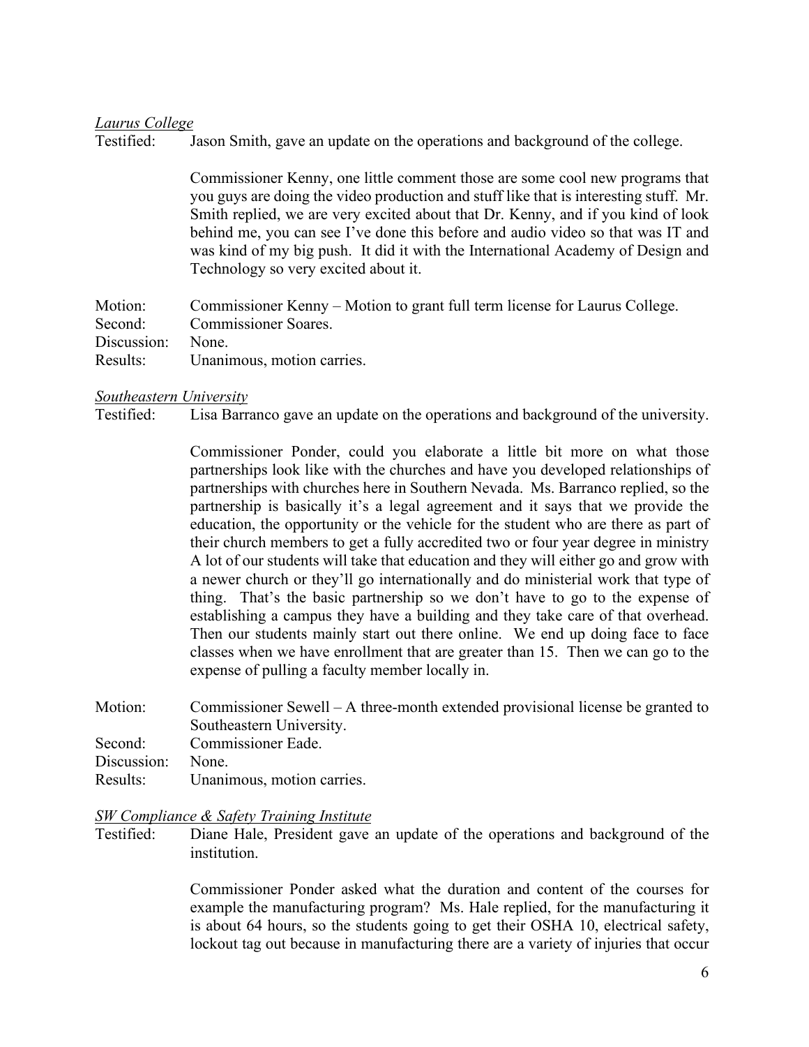*Laurus College*

Testified: Jason Smith, gave an update on the operations and background of the college.

Commissioner Kenny, one little comment those are some cool new programs that you guys are doing the video production and stuff like that is interesting stuff. Mr. Smith replied, we are very excited about that Dr. Kenny, and if you kind of look behind me, you can see I've done this before and audio video so that was IT and was kind of my big push. It did it with the International Academy of Design and Technology so very excited about it.

Motion: Commissioner Kenny – Motion to grant full term license for Laurus College.
Second: Commissioner Soares.
Discussion: None.
Results: Unanimous, motion carries.

*Southeastern University*

Testified: Lisa Barranco gave an update on the operations and background of the university.

Commissioner Ponder, could you elaborate a little bit more on what those partnerships look like with the churches and have you developed relationships of partnerships with churches here in Southern Nevada. Ms. Barranco replied, so the partnership is basically it's a legal agreement and it says that we provide the education, the opportunity or the vehicle for the student who are there as part of their church members to get a fully accredited two or four year degree in ministry A lot of our students will take that education and they will either go and grow with a newer church or they'll go internationally and do ministerial work that type of thing. That's the basic partnership so we don't have to go to the expense of establishing a campus they have a building and they take care of that overhead. Then our students mainly start out there online. We end up doing face to face classes when we have enrollment that are greater than 15. Then we can go to the expense of pulling a faculty member locally in.

Motion: Commissioner Sewell – A three-month extended provisional license be granted to Southeastern University.
Second: Commissioner Eade.
Discussion: None.
Results: Unanimous, motion carries.

*SW Compliance & Safety Training Institute*

Testified: Diane Hale, President gave an update of the operations and background of the institution.

Commissioner Ponder asked what the duration and content of the courses for example the manufacturing program? Ms. Hale replied, for the manufacturing it is about 64 hours, so the students going to get their OSHA 10, electrical safety, lockout tag out because in manufacturing there are a variety of injuries that occur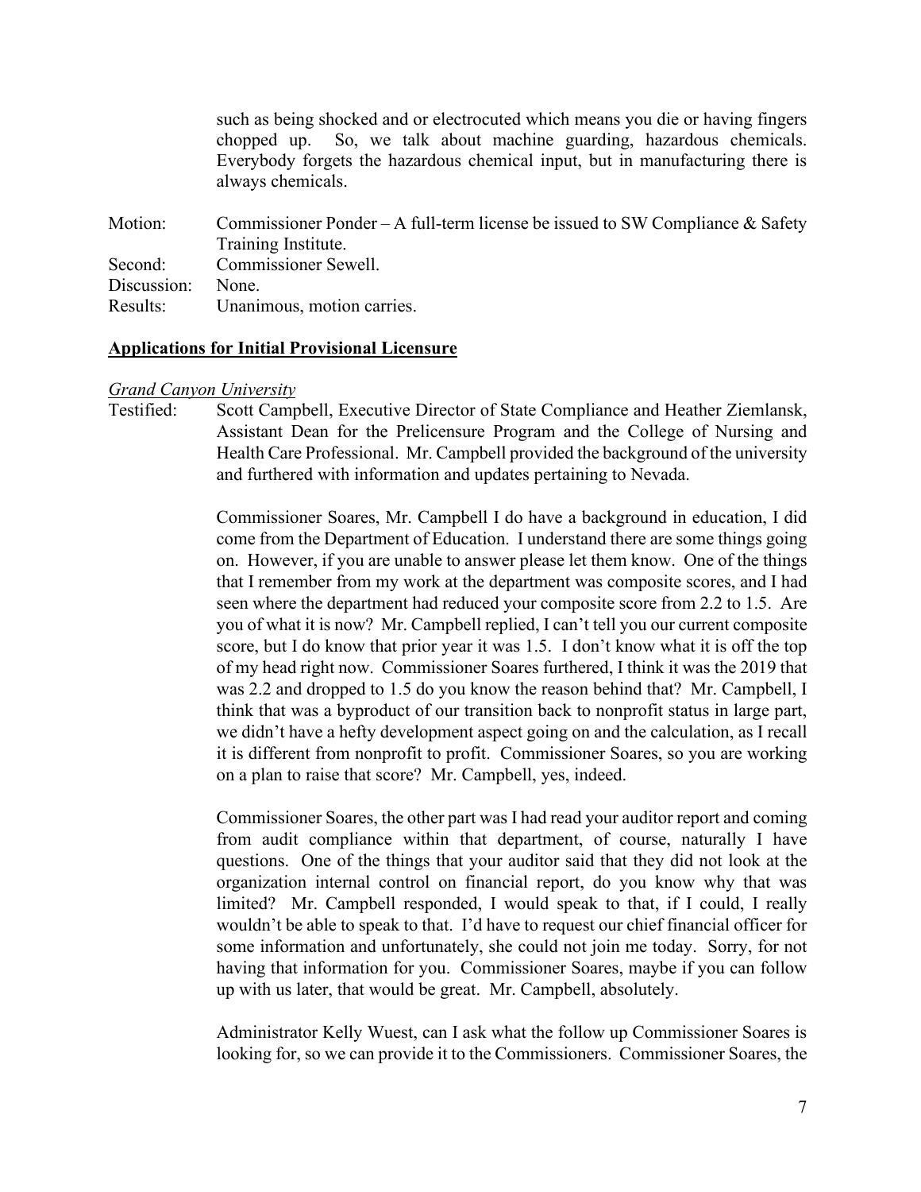such as being shocked and or electrocuted which means you die or having fingers chopped up. So, we talk about machine guarding, hazardous chemicals. Everybody forgets the hazardous chemical input, but in manufacturing there is always chemicals.

Motion: Commissioner Ponder – A full-term license be issued to SW Compliance & Safety Training Institute.
Second: Commissioner Sewell.
Discussion: None.
Results: Unanimous, motion carries.

**Applications for Initial Provisional Licensure**

*Grand Canyon University*

Testified: Scott Campbell, Executive Director of State Compliance and Heather Ziemlansk, Assistant Dean for the Prelicensure Program and the College of Nursing and Health Care Professional. Mr. Campbell provided the background of the university and furthered with information and updates pertaining to Nevada.

Commissioner Soares, Mr. Campbell I do have a background in education, I did come from the Department of Education. I understand there are some things going on. However, if you are unable to answer please let them know. One of the things that I remember from my work at the department was composite scores, and I had seen where the department had reduced your composite score from 2.2 to 1.5. Are you of what it is now? Mr. Campbell replied, I can't tell you our current composite score, but I do know that prior year it was 1.5. I don't know what it is off the top of my head right now. Commissioner Soares furthered, I think it was the 2019 that was 2.2 and dropped to 1.5 do you know the reason behind that? Mr. Campbell, I think that was a byproduct of our transition back to nonprofit status in large part, we didn't have a hefty development aspect going on and the calculation, as I recall it is different from nonprofit to profit. Commissioner Soares, so you are working on a plan to raise that score? Mr. Campbell, yes, indeed.

Commissioner Soares, the other part was I had read your auditor report and coming from audit compliance within that department, of course, naturally I have questions. One of the things that your auditor said that they did not look at the organization internal control on financial report, do you know why that was limited? Mr. Campbell responded, I would speak to that, if I could, I really wouldn't be able to speak to that. I'd have to request our chief financial officer for some information and unfortunately, she could not join me today. Sorry, for not having that information for you. Commissioner Soares, maybe if you can follow up with us later, that would be great. Mr. Campbell, absolutely.

Administrator Kelly Wuest, can I ask what the follow up Commissioner Soares is looking for, so we can provide it to the Commissioners. Commissioner Soares, the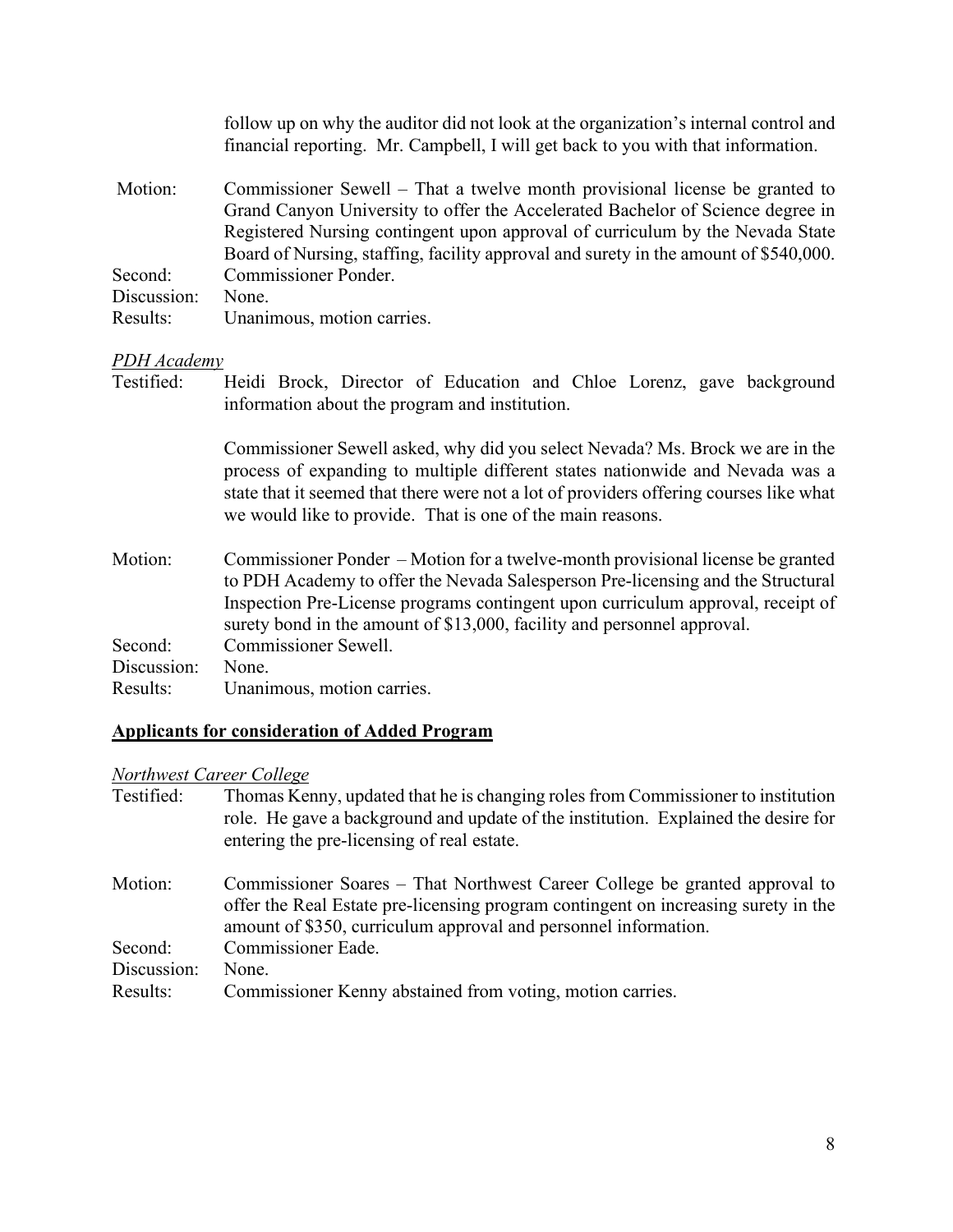follow up on why the auditor did not look at the organization's internal control and financial reporting. Mr. Campbell, I will get back to you with that information.

Motion: Commissioner Sewell – That a twelve month provisional license be granted to Grand Canyon University to offer the Accelerated Bachelor of Science degree in Registered Nursing contingent upon approval of curriculum by the Nevada State Board of Nursing, staffing, facility approval and surety in the amount of $540,000.

Second: Commissioner Ponder.

Discussion: None.

Results: Unanimous, motion carries.

*PDH Academy*

Testified: Heidi Brock, Director of Education and Chloe Lorenz, gave background information about the program and institution.

Commissioner Sewell asked, why did you select Nevada? Ms. Brock we are in the process of expanding to multiple different states nationwide and Nevada was a state that it seemed that there were not a lot of providers offering courses like what we would like to provide. That is one of the main reasons.

Motion: Commissioner Ponder – Motion for a twelve-month provisional license be granted to PDH Academy to offer the Nevada Salesperson Pre-licensing and the Structural Inspection Pre-License programs contingent upon curriculum approval, receipt of surety bond in the amount of $13,000, facility and personnel approval.

Second: Commissioner Sewell.

Discussion: None.

Results: Unanimous, motion carries.

**Applicants for consideration of Added Program**

*Northwest Career College*

Testified: Thomas Kenny, updated that he is changing roles from Commissioner to institution role. He gave a background and update of the institution. Explained the desire for entering the pre-licensing of real estate.

Motion: Commissioner Soares – That Northwest Career College be granted approval to offer the Real Estate pre-licensing program contingent on increasing surety in the amount of $350, curriculum approval and personnel information.

Second: Commissioner Eade.

Discussion: None.

Results: Commissioner Kenny abstained from voting, motion carries.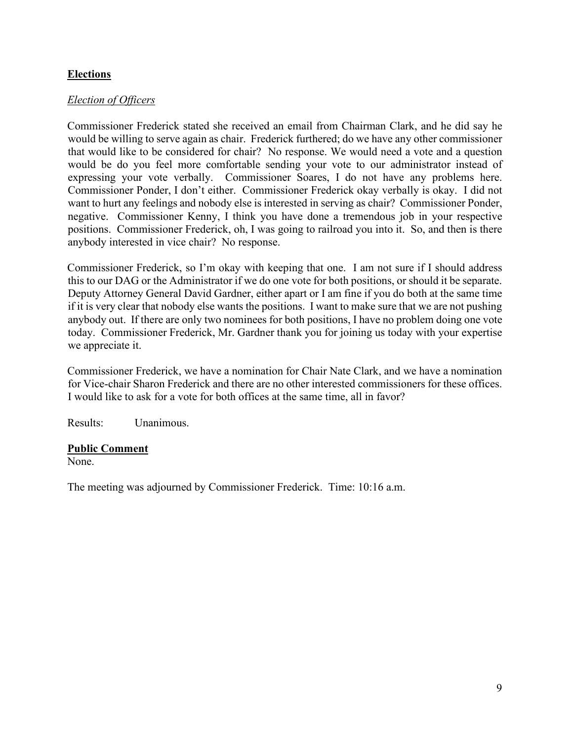**Elections**

*Election of Officers*

Commissioner Frederick stated she received an email from Chairman Clark, and he did say he would be willing to serve again as chair. Frederick furthered; do we have any other commissioner that would like to be considered for chair? No response. We would need a vote and a question would be do you feel more comfortable sending your vote to our administrator instead of expressing your vote verbally. Commissioner Soares, I do not have any problems here. Commissioner Ponder, I don't either. Commissioner Frederick okay verbally is okay. I did not want to hurt any feelings and nobody else is interested in serving as chair? Commissioner Ponder, negative. Commissioner Kenny, I think you have done a tremendous job in your respective positions. Commissioner Frederick, oh, I was going to railroad you into it. So, and then is there anybody interested in vice chair? No response.

Commissioner Frederick, so I'm okay with keeping that one. I am not sure if I should address this to our DAG or the Administrator if we do one vote for both positions, or should it be separate. Deputy Attorney General David Gardner, either apart or I am fine if you do both at the same time if it is very clear that nobody else wants the positions. I want to make sure that we are not pushing anybody out. If there are only two nominees for both positions, I have no problem doing one vote today. Commissioner Frederick, Mr. Gardner thank you for joining us today with your expertise we appreciate it.

Commissioner Frederick, we have a nomination for Chair Nate Clark, and we have a nomination for Vice-chair Sharon Frederick and there are no other interested commissioners for these offices. I would like to ask for a vote for both offices at the same time, all in favor?

Results: Unanimous.

**Public Comment**

None.

The meeting was adjourned by Commissioner Frederick. Time: 10:16 a.m.